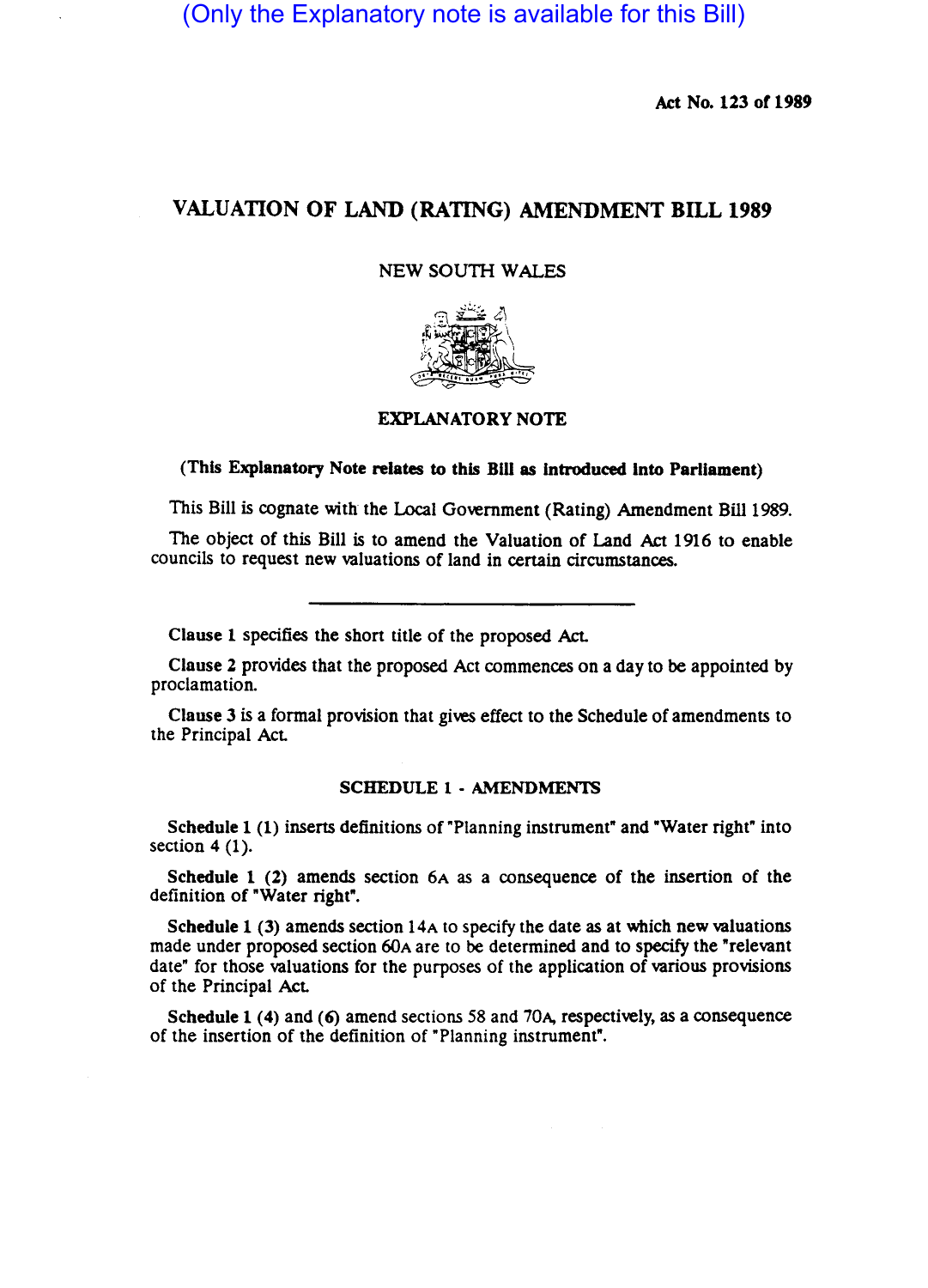(Only the Explanatory note is available for this Bill)

Act No. 123 of 1989

# VALUATION OF LAND (RATING) AMENDMENT BILL 1989

NEW SOUTH WALES

## EXPLANATORY NOTE

**(This Explanatory Note relates to this Bill as introduced into Parliament)**

This Bill is cognate with the Local Government (Rating) Amendment Bill 1989.

The object of this Bill is to amend the Valuation of Land Act 1916 to enable councils to request new valuations of land in certain circumstances.

---

**Clause 1** specifies the short title of the proposed Act.

**Clause 2** provides that the proposed Act commences on a day to be appointed by proclamation.

**Clause 3** is a formal provision that gives effect to the Schedule of amendments to the Principal Act.

### SCHEDULE 1 - AMENDMENTS

**Schedule 1 (1)** inserts definitions of "Planning instrument" and "Water right" into section 4 (1).

**Schedule 1 (2)** amends section 6A as a consequence of the insertion of the definition of "Water right".

**Schedule 1 (3)** amends section 14A to specify the date as at which new valuations made under proposed section 60A are to be determined and to specify the "relevant date" for those valuations for the purposes of the application of various provisions of the Principal Act.

**Schedule 1 (4)** and **(6)** amend sections 58 and 70A, respectively, as a consequence of the insertion of the definition of "Planning instrument".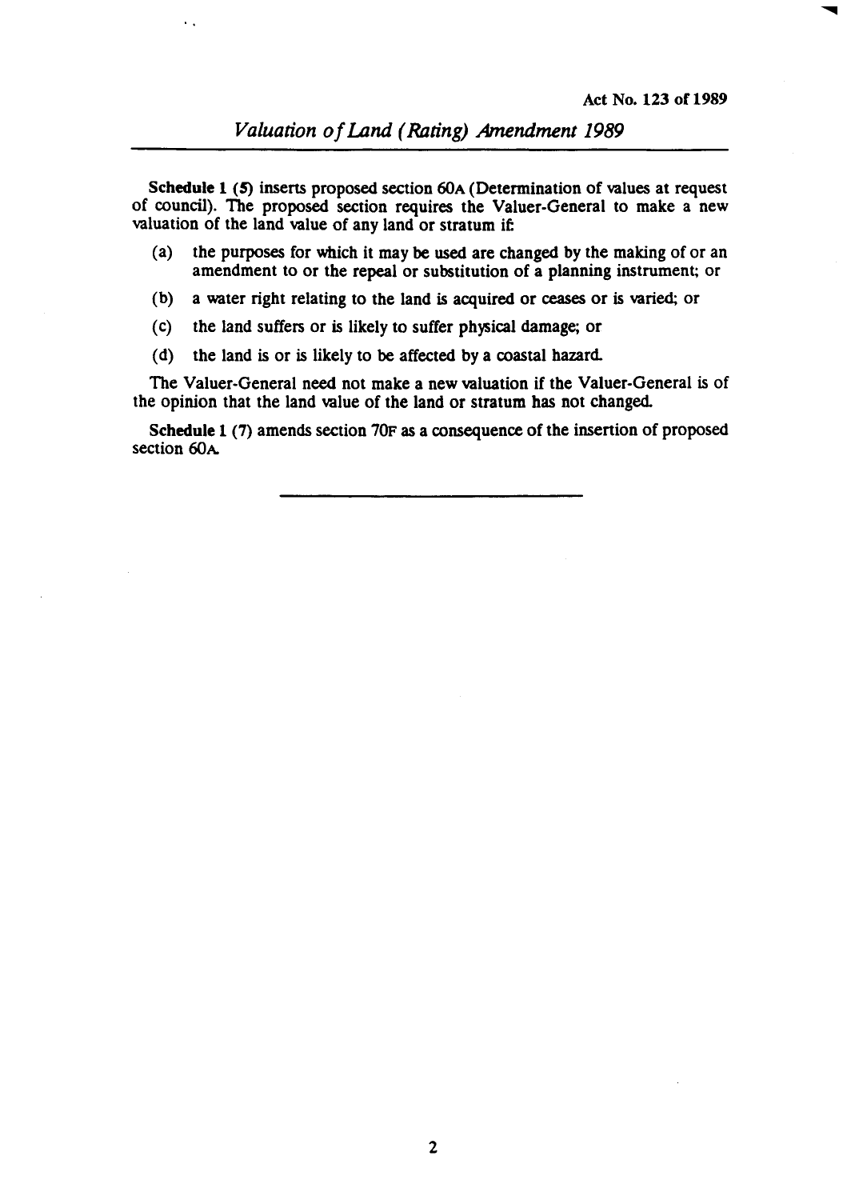**Schedule 1 (5)** inserts proposed section 60A (Determination of values at request of council). The proposed section requires the Valuer-General to make a new valuation of the land value of any land or stratum if:

(a) the purposes for which it may be used are changed by the making of or an amendment to or the repeal or substitution of a planning instrument; or

(b) a water right relating to the land is acquired or ceases or is varied; or

(c) the land suffers or is likely to suffer physical damage; or

(d) the land is or is likely to be affected by a coastal hazard.

The Valuer-General need not make a new valuation if the Valuer-General is of the opinion that the land value of the land or stratum has not changed.

**Schedule 1 (7)** amends section 70F as a consequence of the insertion of proposed section 60A.